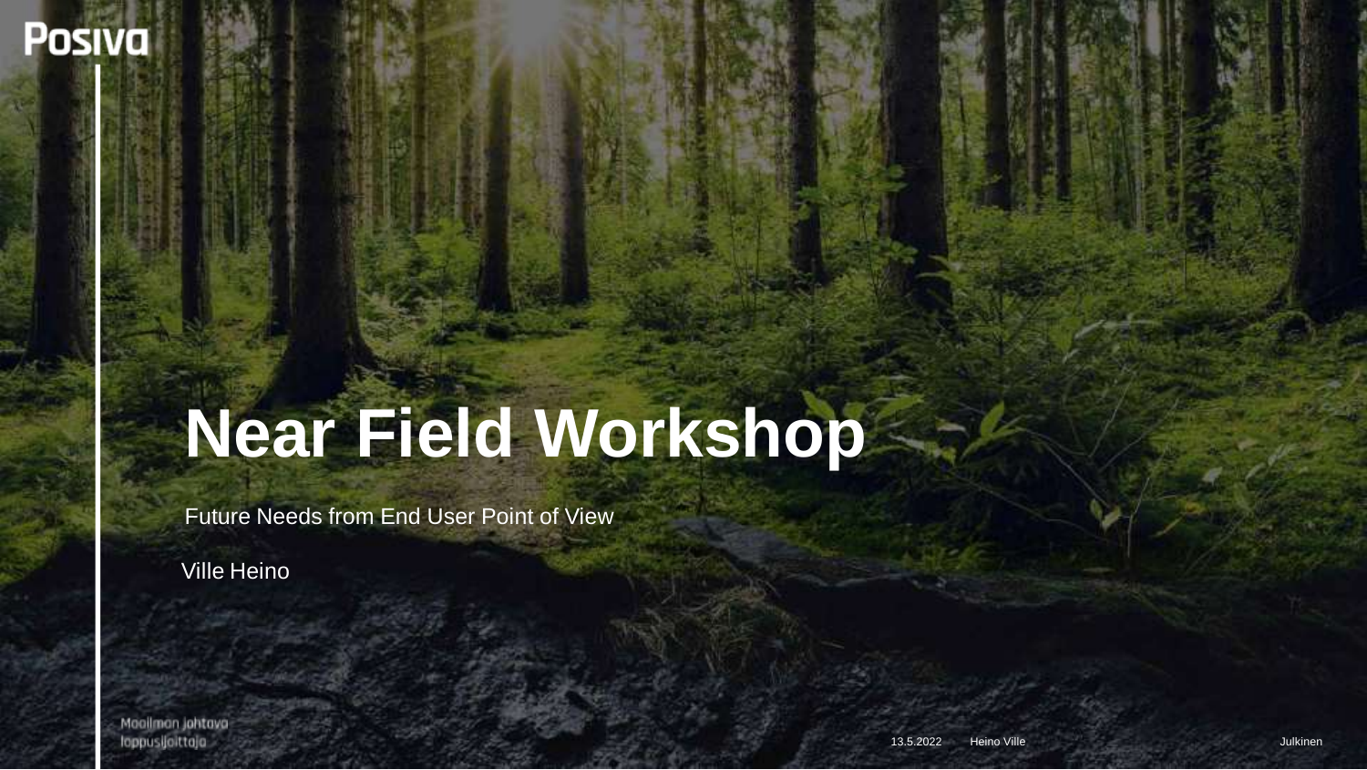# Near Field Workshop

Future Needs from End User Point of View

Ville Heino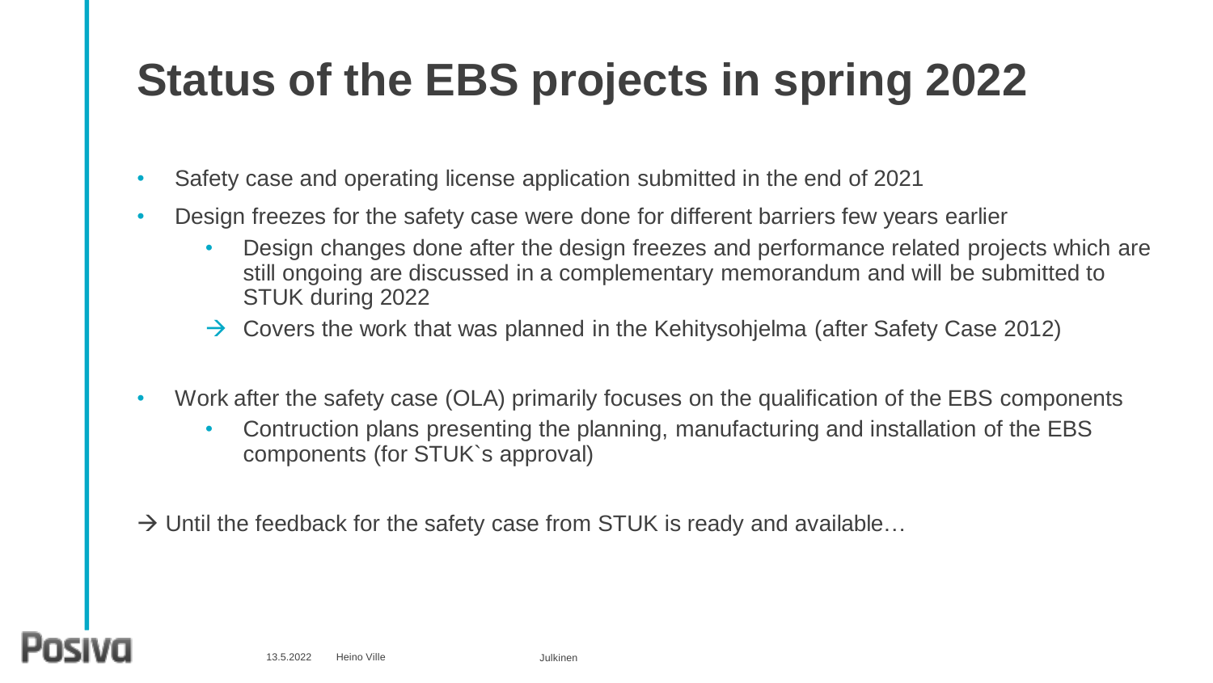# Status of the EBS projects in spring 2022

- Safety case and operating license application submitted in the end of 2021
- Design freezes for the safety case were done for different barriers few years earlier
  - Design changes done after the design freezes and performance related projects which are still ongoing are discussed in a complementary memorandum and will be submitted to STUK during 2022
  - → Covers the work that was planned in the Kehitysohjelma (after Safety Case 2012)
- Work after the safety case (OLA) primarily focuses on the qualification of the EBS components
  - Contruction plans presenting the planning, manufacturing and installation of the EBS components (for STUK`s approval)

→ Until the feedback for the safety case from STUK is ready and available…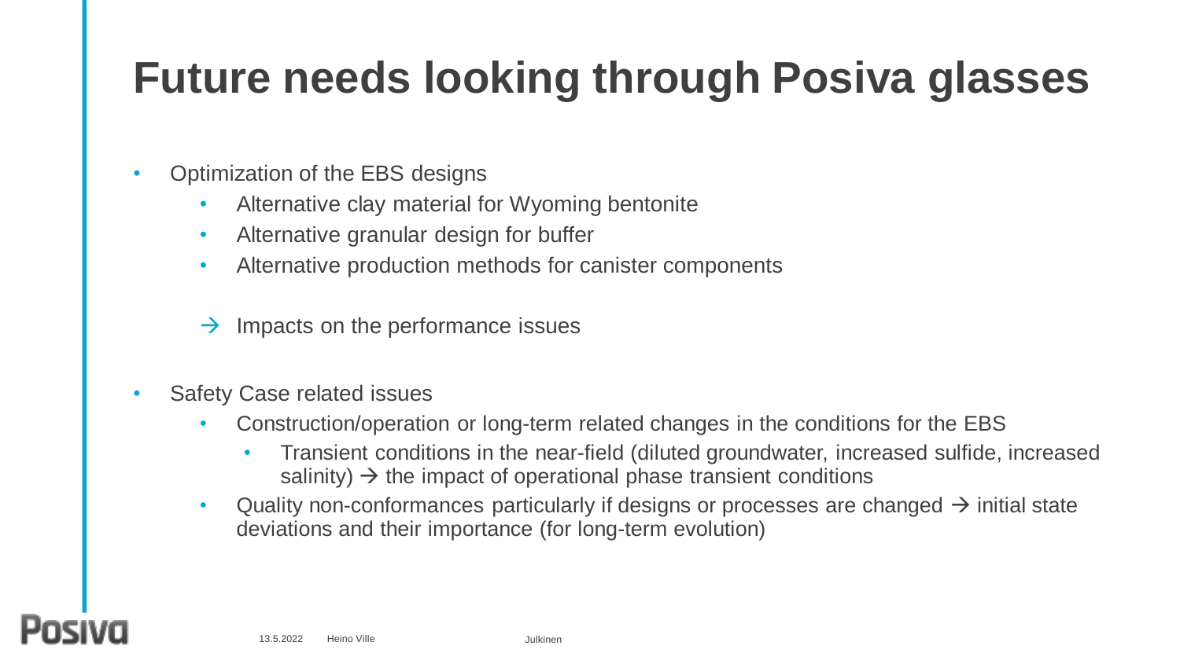# Future needs looking through Posiva glasses

- Optimization of the EBS designs
  - Alternative clay material for Wyoming bentonite
  - Alternative granular design for buffer
  - Alternative production methods for canister components

  → Impacts on the performance issues

- Safety Case related issues
  - Construction/operation or long-term related changes in the conditions for the EBS
    - Transient conditions in the near-field (diluted groundwater, increased sulfide, increased salinity) → the impact of operational phase transient conditions
  - Quality non-conformances particularly if designs or processes are changed → initial state deviations and their importance (for long-term evolution)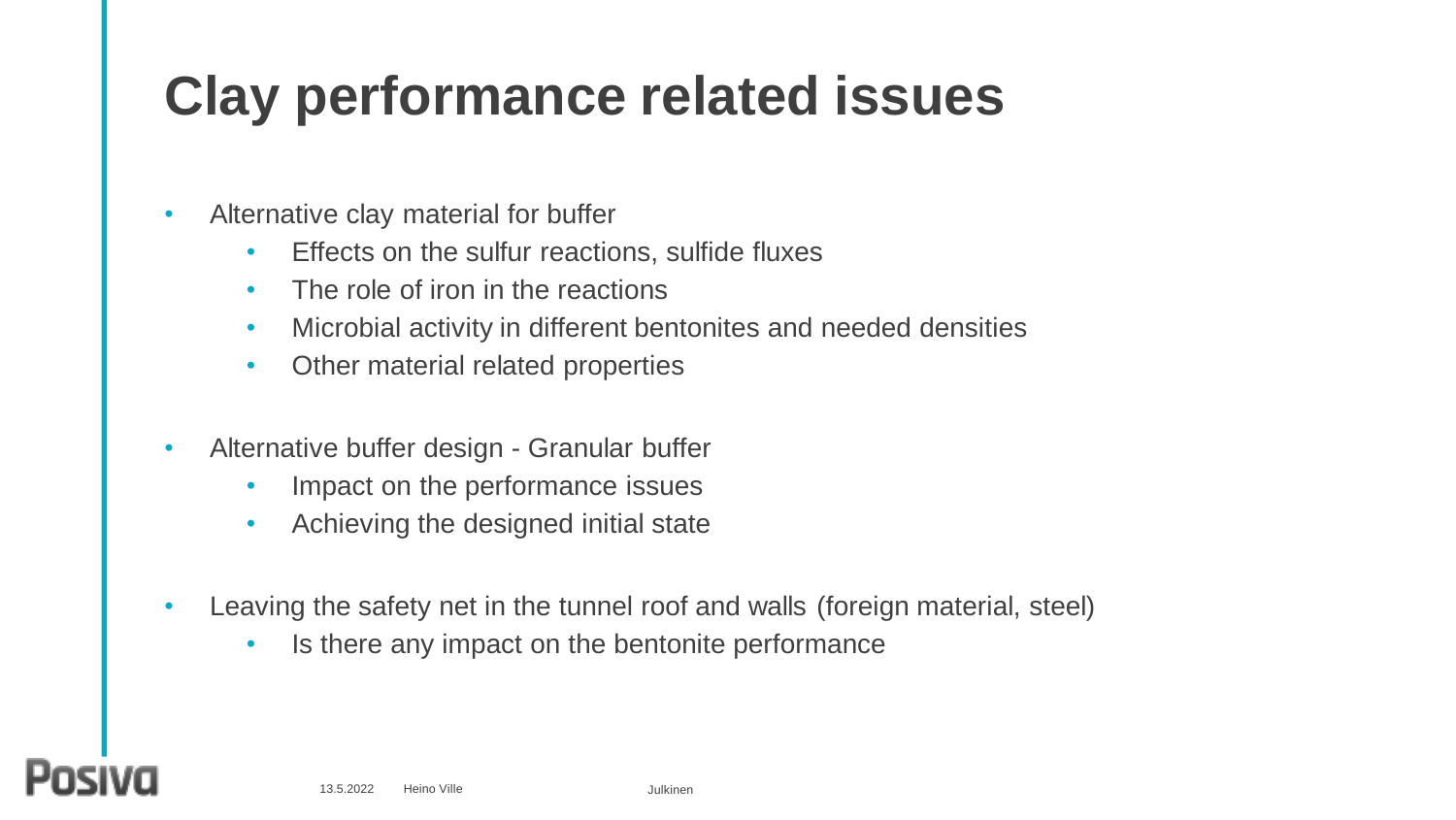# Clay performance related issues

- Alternative clay material for buffer
  - Effects on the sulfur reactions, sulfide fluxes
  - The role of iron in the reactions
  - Microbial activity in different bentonites and needed densities
  - Other material related properties

- Alternative buffer design - Granular buffer
  - Impact on the performance issues
  - Achieving the designed initial state

- Leaving the safety net in the tunnel roof and walls (foreign material, steel)
  - Is there any impact on the bentonite performance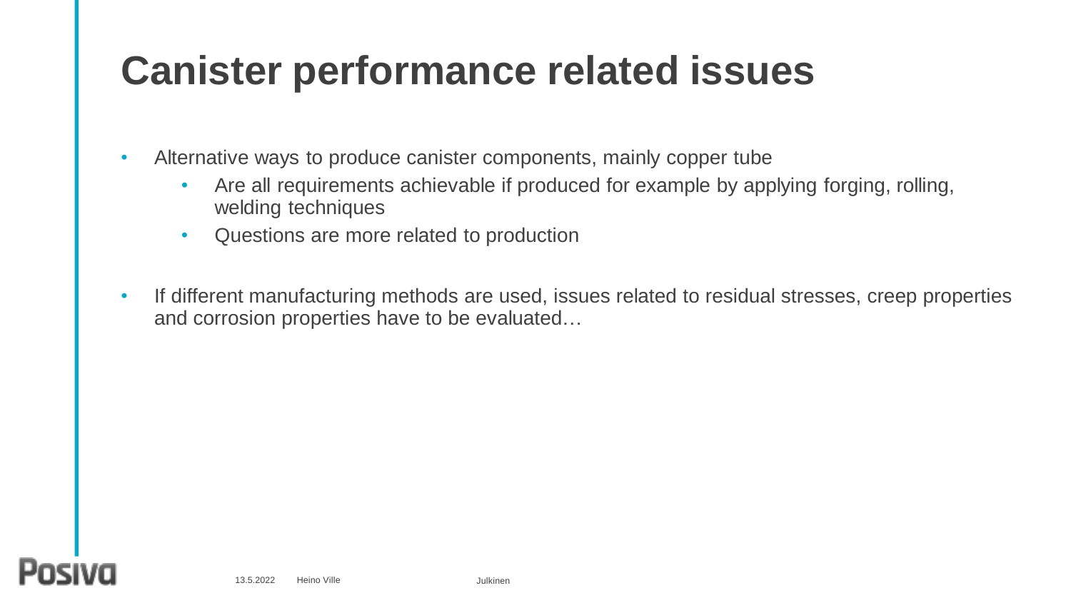# Canister performance related issues

- Alternative ways to produce canister components, mainly copper tube
  - Are all requirements achievable if produced for example by applying forging, rolling, welding techniques
  - Questions are more related to production
- If different manufacturing methods are used, issues related to residual stresses, creep properties and corrosion properties have to be evaluated…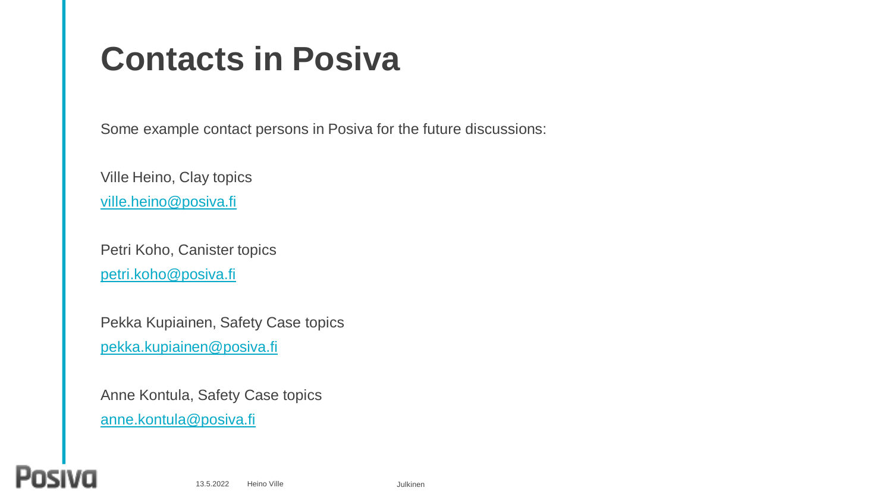# Contacts in Posiva

Some example contact persons in Posiva for the future discussions:

Ville Heino, Clay topics
ville.heino@posiva.fi

Petri Koho, Canister topics
petri.koho@posiva.fi

Pekka Kupiainen, Safety Case topics
pekka.kupiainen@posiva.fi

Anne Kontula, Safety Case topics
anne.kontula@posiva.fi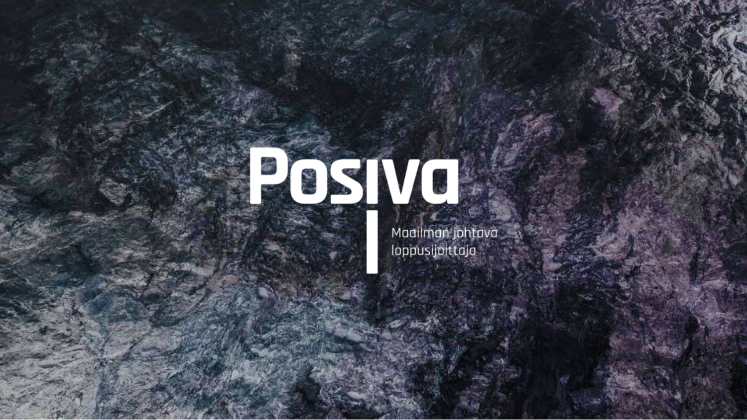# Posiva

Maailman johtava
loppusijoittaja